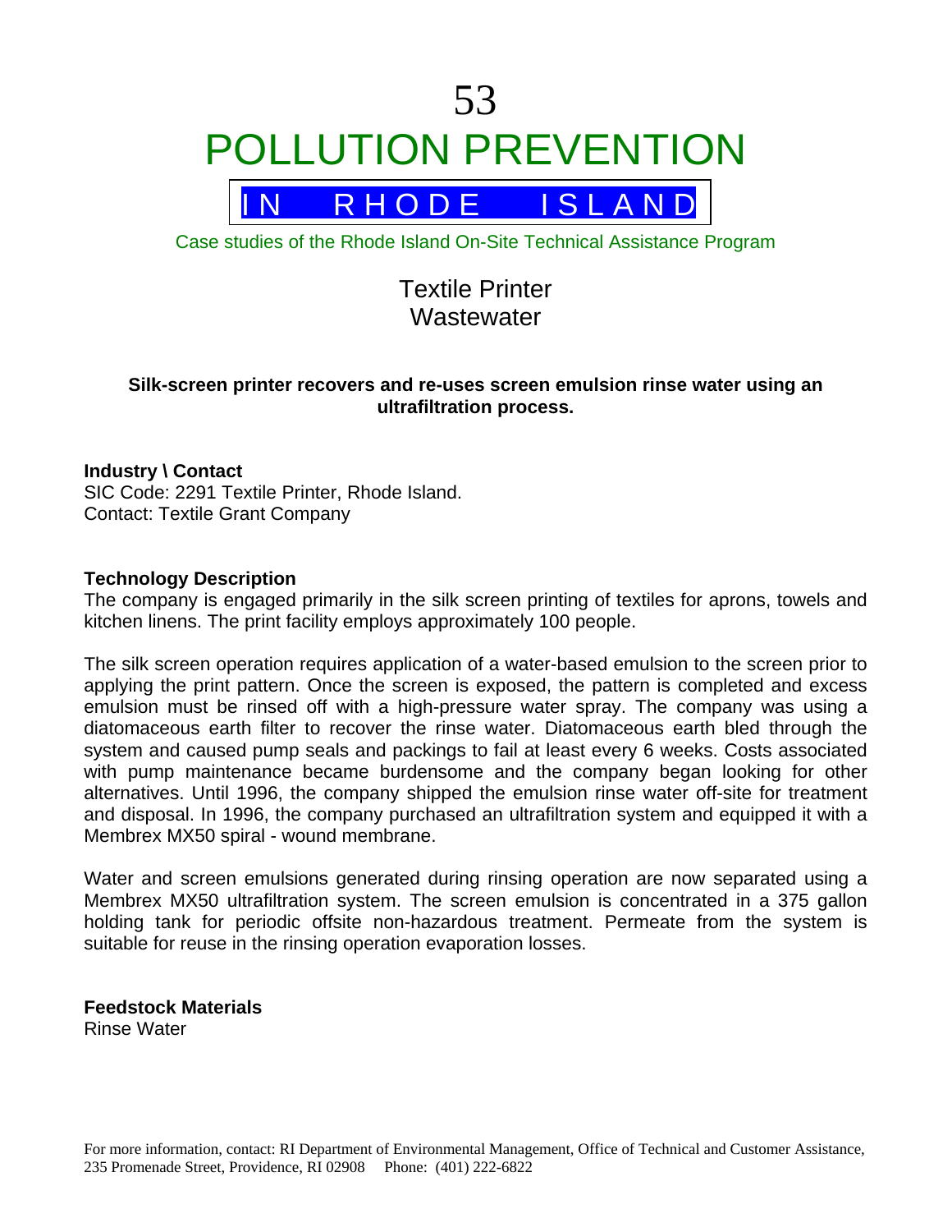53

# POLLUTION PREVENTION

## IN RHODE ISLAND

Case studies of the Rhode Island On-Site Technical Assistance Program

## Textile Printer
## Wastewater

**Silk-screen printer recovers and re-uses screen emulsion rinse water using an ultrafiltration process.**

**Industry \ Contact**
SIC Code: 2291 Textile Printer, Rhode Island.
Contact: Textile Grant Company

**Technology Description**
The company is engaged primarily in the silk screen printing of textiles for aprons, towels and kitchen linens. The print facility employs approximately 100 people.

The silk screen operation requires application of a water-based emulsion to the screen prior to applying the print pattern. Once the screen is exposed, the pattern is completed and excess emulsion must be rinsed off with a high-pressure water spray. The company was using a diatomaceous earth filter to recover the rinse water. Diatomaceous earth bled through the system and caused pump seals and packings to fail at least every 6 weeks. Costs associated with pump maintenance became burdensome and the company began looking for other alternatives. Until 1996, the company shipped the emulsion rinse water off-site for treatment and disposal. In 1996, the company purchased an ultrafiltration system and equipped it with a Membrex MX50 spiral - wound membrane.

Water and screen emulsions generated during rinsing operation are now separated using a Membrex MX50 ultrafiltration system. The screen emulsion is concentrated in a 375 gallon holding tank for periodic offsite non-hazardous treatment. Permeate from the system is suitable for reuse in the rinsing operation evaporation losses.

**Feedstock Materials**
Rinse Water

For more information, contact: RI Department of Environmental Management, Office of Technical and Customer Assistance, 235 Promenade Street, Providence, RI 02908 Phone: (401) 222-6822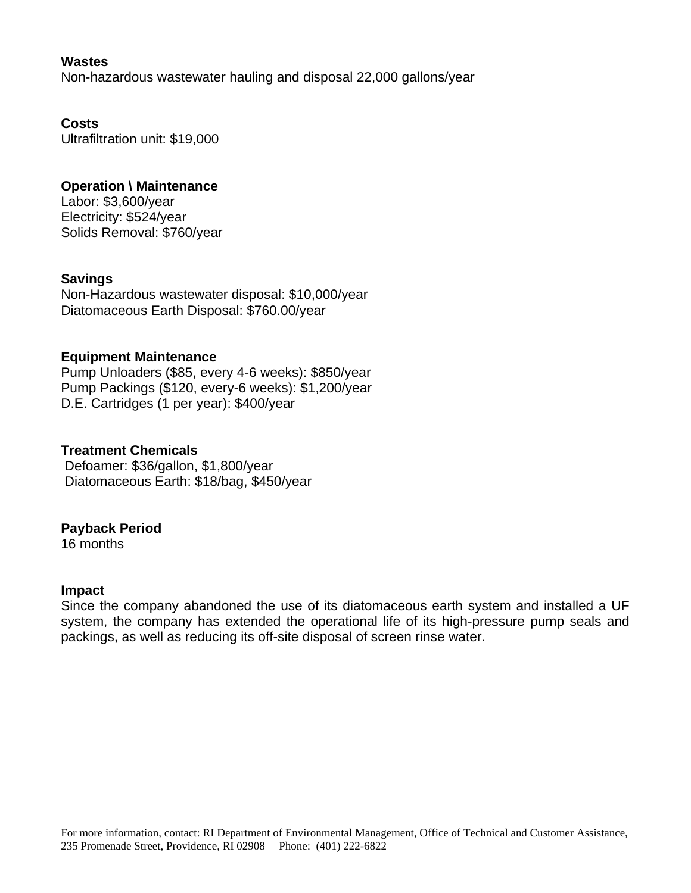**Wastes**

Non-hazardous wastewater hauling and disposal 22,000 gallons/year

**Costs**

Ultrafiltration unit: $19,000

**Operation \ Maintenance**

Labor: $3,600/year
Electricity: $524/year
Solids Removal: $760/year

**Savings**

Non-Hazardous wastewater disposal: $10,000/year
Diatomaceous Earth Disposal: $760.00/year

**Equipment Maintenance**

Pump Unloaders ($85, every 4-6 weeks): $850/year
Pump Packings ($120, every-6 weeks): $1,200/year
D.E. Cartridges (1 per year): $400/year

**Treatment Chemicals**

Defoamer: $36/gallon, $1,800/year
Diatomaceous Earth: $18/bag, $450/year

**Payback Period**

16 months

**Impact**

Since the company abandoned the use of its diatomaceous earth system and installed a UF system, the company has extended the operational life of its high-pressure pump seals and packings, as well as reducing its off-site disposal of screen rinse water.

For more information, contact: RI Department of Environmental Management, Office of Technical and Customer Assistance, 235 Promenade Street, Providence, RI 02908 Phone: (401) 222-6822